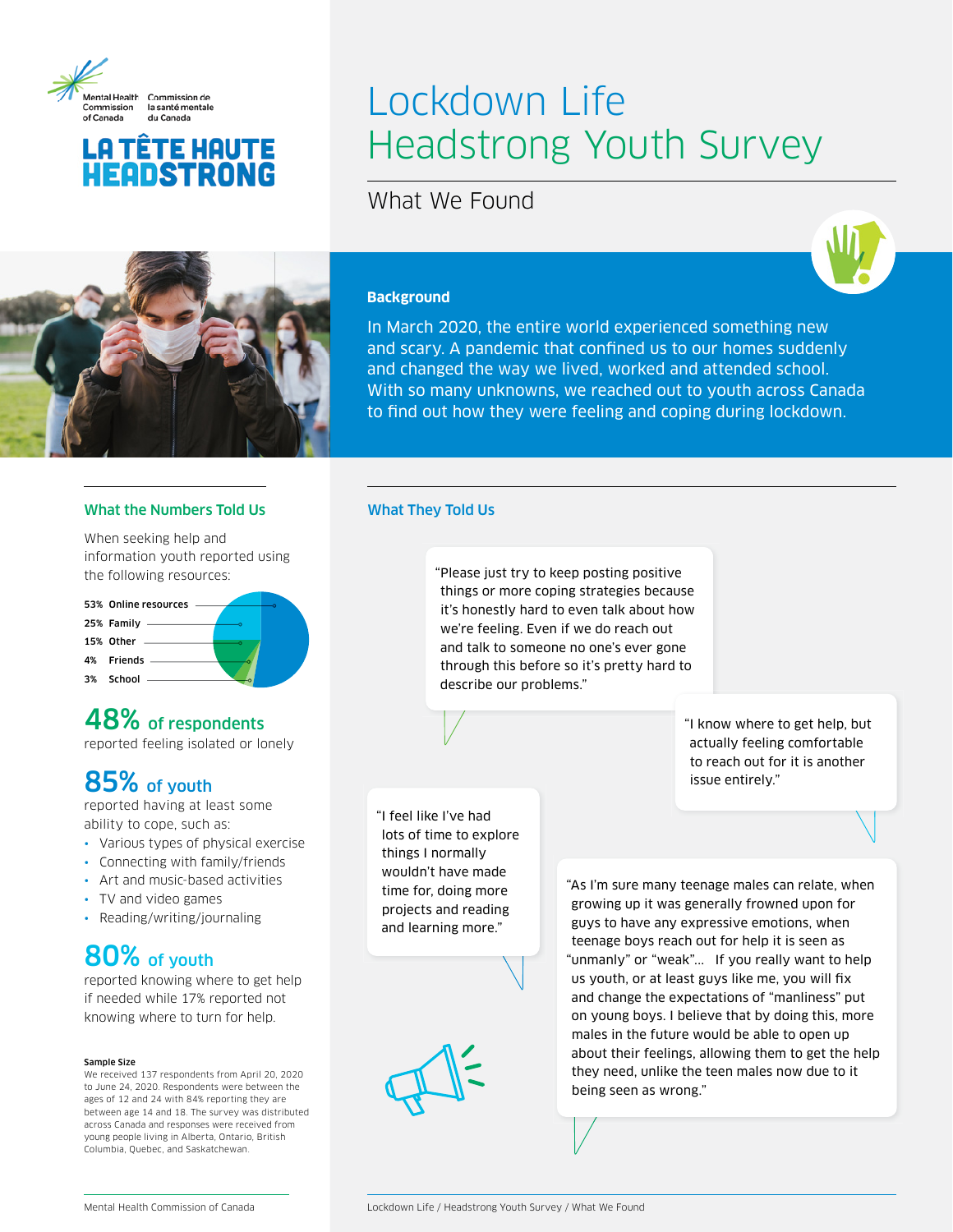Mental Health Commission of Canada / Commission de la santé mentale du Canada

LA TÊTE HAUTE
HEADSTRONG

# Lockdown Life Headstrong Youth Survey

## What We Found

### Background

In March 2020, the entire world experienced something new and scary. A pandemic that confined us to our homes suddenly and changed the way we lived, worked and attended school. With so many unknowns, we reached out to youth across Canada to find out how they were feeling and coping during lockdown.

### What the Numbers Told Us

When seeking help and information youth reported using the following resources:

- 53% Online resources
- 25% Family
- 15% Other
- 4% Friends
- 3% School

**48%** of respondents reported feeling isolated or lonely

**85%** of youth reported having at least some ability to cope, such as:

- Various types of physical exercise
- Connecting with family/friends
- Art and music-based activities
- TV and video games
- Reading/writing/journaling

**80%** of youth reported knowing where to get help if needed while 17% reported not knowing where to turn for help.

**Sample Size**

We received 137 respondents from April 20, 2020 to June 24, 2020. Respondents were between the ages of 12 and 24 with 84% reporting they are between age 14 and 18. The survey was distributed across Canada and responses were received from young people living in Alberta, Ontario, British Columbia, Quebec, and Saskatchewan.

### What They Told Us

"Please just try to keep posting positive things or more coping strategies because it's honestly hard to even talk about how we're feeling. Even if we do reach out and talk to someone no one's ever gone through this before so it's pretty hard to describe our problems."

"I know where to get help, but actually feeling comfortable to reach out for it is another issue entirely."

"I feel like I've had lots of time to explore things I normally wouldn't have made time for, doing more projects and reading and learning more."

"As I'm sure many teenage males can relate, when growing up it was generally frowned upon for guys to have any expressive emotions, when teenage boys reach out for help it is seen as "unmanly" or "weak"... If you really want to help us youth, or at least guys like me, you will fix and change the expectations of "manliness" put on young boys. I believe that by doing this, more males in the future would be able to open up about their feelings, allowing them to get the help they need, unlike the teen males now due to it being seen as wrong."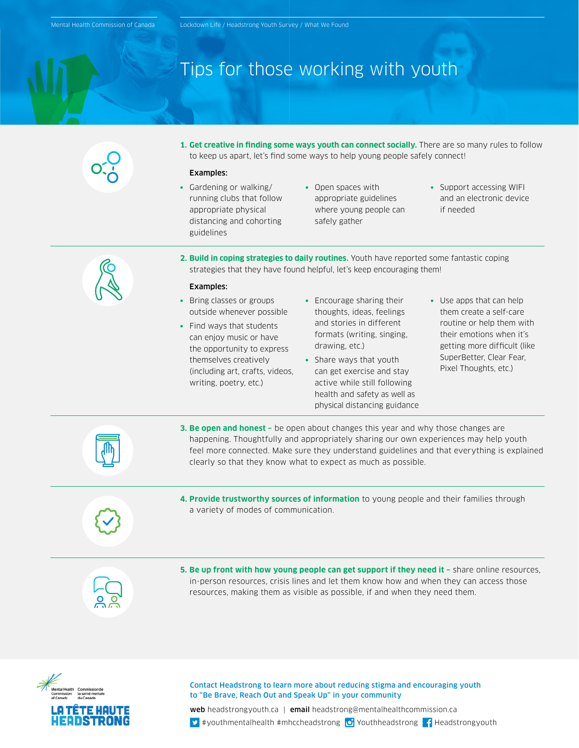Mental Health Commission of Canada

Lockdown Life / Headstrong Youth Survey / What We Found

# Tips for those working with youth

1. **Get creative in finding some ways youth can connect socially.** There are so many rules to follow to keep us apart, let's find some ways to help young people safely connect!

   **Examples:**

   - Gardening or walking/running clubs that follow appropriate physical distancing and cohorting guidelines
   - Open spaces with appropriate guidelines where young people can safely gather
   - Support accessing WIFI and an electronic device if needed

2. **Build in coping strategies to daily routines.** Youth have reported some fantastic coping strategies that they have found helpful, let's keep encouraging them!

   **Examples:**

   - Bring classes or groups outside whenever possible
   - Find ways that students can enjoy music or have the opportunity to express themselves creatively (including art, crafts, videos, writing, poetry, etc.)
   - Encourage sharing their thoughts, ideas, feelings and stories in different formats (writing, singing, drawing, etc.)
   - Share ways that youth can get exercise and stay active while still following health and safety as well as physical distancing guidance
   - Use apps that can help them create a self-care routine or help them with their emotions when it's getting more difficult (like SuperBetter, Clear Fear, Pixel Thoughts, etc.)

3. **Be open and honest –** be open about changes this year and why those changes are happening. Thoughtfully and appropriately sharing our own experiences may help youth feel more connected. Make sure they understand guidelines and that everything is explained clearly so that they know what to expect as much as possible.

4. **Provide trustworthy sources of information** to young people and their families through a variety of modes of communication.

5. **Be up front with how young people can get support if they need it –** share online resources, in-person resources, crisis lines and let them know how and when they can access those resources, making them as visible as possible, if and when they need them.

Mental Health Commission of Canada / Commission de la santé mentale du Canada

LA TÊTE HAUTE HEADSTRONG

**Contact Headstrong to learn more about reducing stigma and encouraging youth to "Be Brave, Reach Out and Speak Up" in your community**

**web** headstrongyouth.ca | **email** headstrong@mentalhealthcommission.ca

#youthmentalhealth #mhccheadstrong Youthheadstrong Headstrongyouth